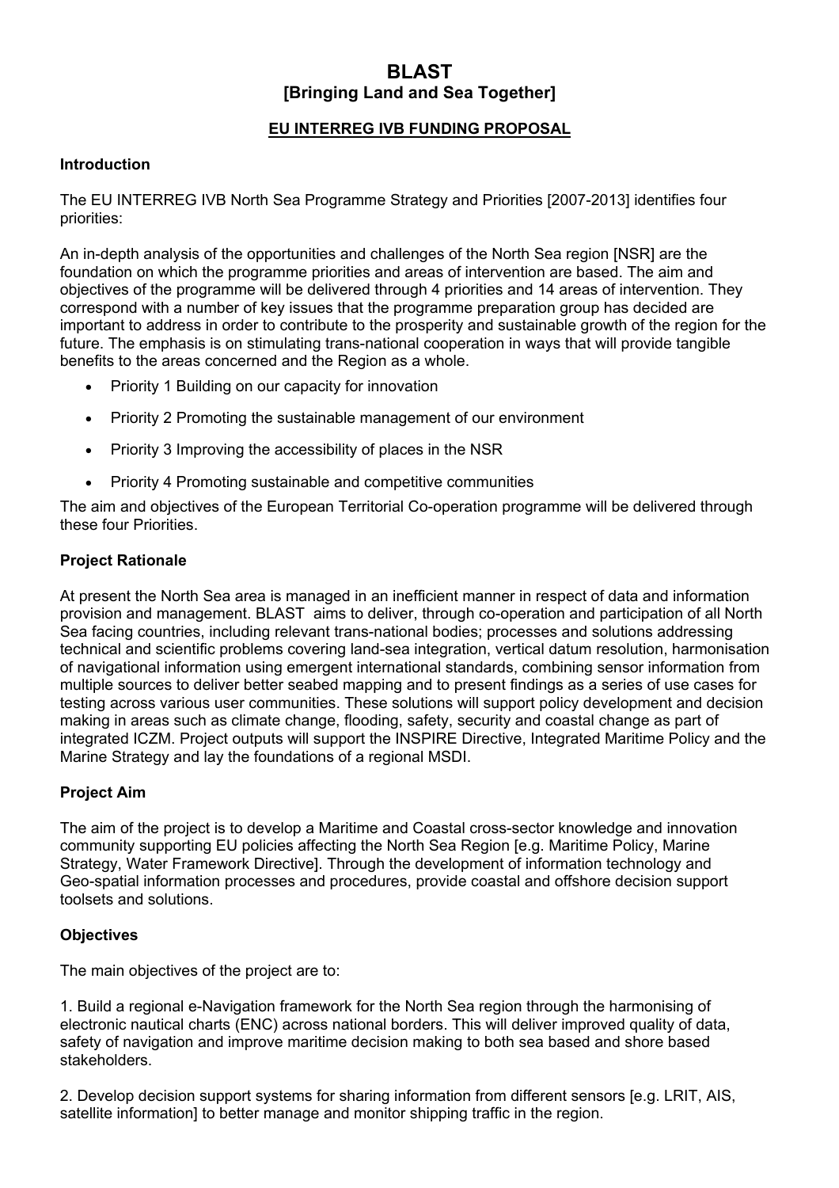# BLAST
## [Bringing Land and Sea Together]

### EU INTERREG IVB FUNDING PROPOSAL

**Introduction**

The EU INTERREG IVB North Sea Programme Strategy and Priorities [2007-2013] identifies four priorities:

An in-depth analysis of the opportunities and challenges of the North Sea region [NSR] are the foundation on which the programme priorities and areas of intervention are based. The aim and objectives of the programme will be delivered through 4 priorities and 14 areas of intervention. They correspond with a number of key issues that the programme preparation group has decided are important to address in order to contribute to the prosperity and sustainable growth of the region for the future. The emphasis is on stimulating trans-national cooperation in ways that will provide tangible benefits to the areas concerned and the Region as a whole.

- Priority 1 Building on our capacity for innovation
- Priority 2 Promoting the sustainable management of our environment
- Priority 3 Improving the accessibility of places in the NSR
- Priority 4 Promoting sustainable and competitive communities

The aim and objectives of the European Territorial Co-operation programme will be delivered through these four Priorities.

**Project Rationale**

At present the North Sea area is managed in an inefficient manner in respect of data and information provision and management. BLAST aims to deliver, through co-operation and participation of all North Sea facing countries, including relevant trans-national bodies; processes and solutions addressing technical and scientific problems covering land-sea integration, vertical datum resolution, harmonisation of navigational information using emergent international standards, combining sensor information from multiple sources to deliver better seabed mapping and to present findings as a series of use cases for testing across various user communities. These solutions will support policy development and decision making in areas such as climate change, flooding, safety, security and coastal change as part of integrated ICZM. Project outputs will support the INSPIRE Directive, Integrated Maritime Policy and the Marine Strategy and lay the foundations of a regional MSDI.

**Project Aim**

The aim of the project is to develop a Maritime and Coastal cross-sector knowledge and innovation community supporting EU policies affecting the North Sea Region [e.g. Maritime Policy, Marine Strategy, Water Framework Directive]. Through the development of information technology and Geo-spatial information processes and procedures, provide coastal and offshore decision support toolsets and solutions.

**Objectives**

The main objectives of the project are to:

1. Build a regional e-Navigation framework for the North Sea region through the harmonising of electronic nautical charts (ENC) across national borders. This will deliver improved quality of data, safety of navigation and improve maritime decision making to both sea based and shore based stakeholders.

2. Develop decision support systems for sharing information from different sensors [e.g. LRIT, AIS, satellite information] to better manage and monitor shipping traffic in the region.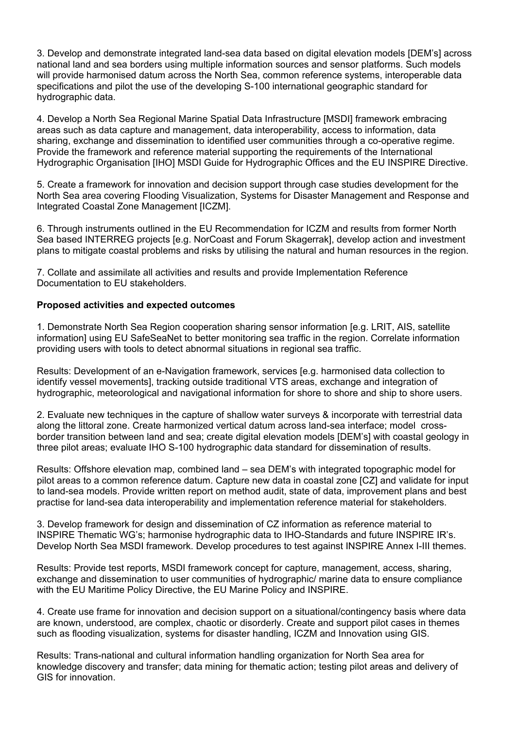3. Develop and demonstrate integrated land-sea data based on digital elevation models [DEM's] across national land and sea borders using multiple information sources and sensor platforms. Such models will provide harmonised datum across the North Sea, common reference systems, interoperable data specifications and pilot the use of the developing S-100 international geographic standard for hydrographic data.

4. Develop a North Sea Regional Marine Spatial Data Infrastructure [MSDI] framework embracing areas such as data capture and management, data interoperability, access to information, data sharing, exchange and dissemination to identified user communities through a co-operative regime. Provide the framework and reference material supporting the requirements of the International Hydrographic Organisation [IHO] MSDI Guide for Hydrographic Offices and the EU INSPIRE Directive.

5. Create a framework for innovation and decision support through case studies development for the North Sea area covering Flooding Visualization, Systems for Disaster Management and Response and Integrated Coastal Zone Management [ICZM].

6. Through instruments outlined in the EU Recommendation for ICZM and results from former North Sea based INTERREG projects [e.g. NorCoast and Forum Skagerrak], develop action and investment plans to mitigate coastal problems and risks by utilising the natural and human resources in the region.

7. Collate and assimilate all activities and results and provide Implementation Reference Documentation to EU stakeholders.

**Proposed activities and expected outcomes**

1. Demonstrate North Sea Region cooperation sharing sensor information [e.g. LRIT, AIS, satellite information] using EU SafeSeaNet to better monitoring sea traffic in the region. Correlate information providing users with tools to detect abnormal situations in regional sea traffic.

Results: Development of an e-Navigation framework, services [e.g. harmonised data collection to identify vessel movements], tracking outside traditional VTS areas, exchange and integration of hydrographic, meteorological and navigational information for shore to shore and ship to shore users.

2. Evaluate new techniques in the capture of shallow water surveys & incorporate with terrestrial data along the littoral zone. Create harmonized vertical datum across land-sea interface; model cross-border transition between land and sea; create digital elevation models [DEM's] with coastal geology in three pilot areas; evaluate IHO S-100 hydrographic data standard for dissemination of results.

Results: Offshore elevation map, combined land – sea DEM's with integrated topographic model for pilot areas to a common reference datum. Capture new data in coastal zone [CZ] and validate for input to land-sea models. Provide written report on method audit, state of data, improvement plans and best practise for land-sea data interoperability and implementation reference material for stakeholders.

3. Develop framework for design and dissemination of CZ information as reference material to INSPIRE Thematic WG's; harmonise hydrographic data to IHO-Standards and future INSPIRE IR's. Develop North Sea MSDI framework. Develop procedures to test against INSPIRE Annex I-III themes.

Results: Provide test reports, MSDI framework concept for capture, management, access, sharing, exchange and dissemination to user communities of hydrographic/ marine data to ensure compliance with the EU Maritime Policy Directive, the EU Marine Policy and INSPIRE.

4. Create use frame for innovation and decision support on a situational/contingency basis where data are known, understood, are complex, chaotic or disorderly. Create and support pilot cases in themes such as flooding visualization, systems for disaster handling, ICZM and Innovation using GIS.

Results: Trans-national and cultural information handling organization for North Sea area for knowledge discovery and transfer; data mining for thematic action; testing pilot areas and delivery of GIS for innovation.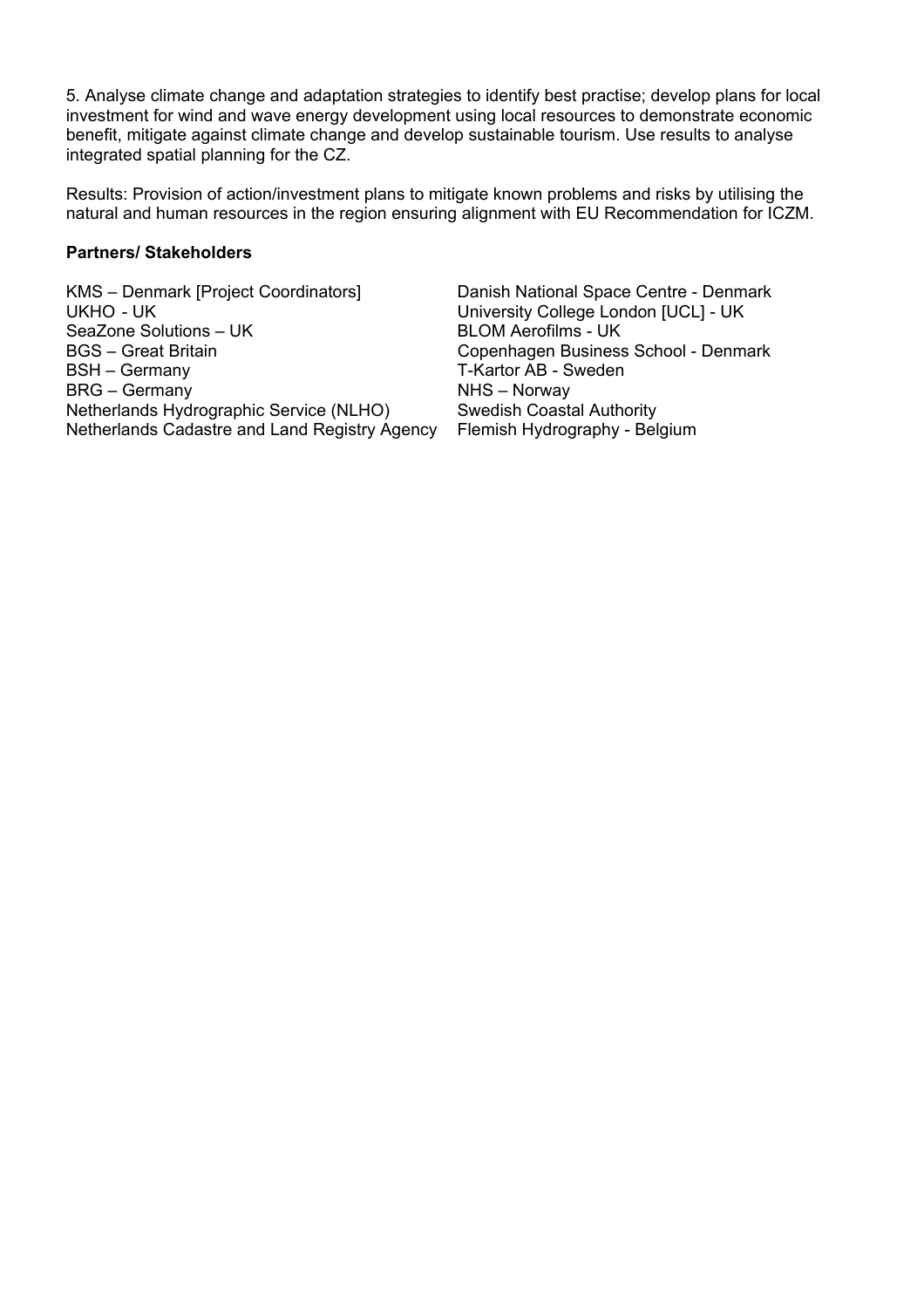5. Analyse climate change and adaptation strategies to identify best practise; develop plans for local investment for wind and wave energy development using local resources to demonstrate economic benefit, mitigate against climate change and develop sustainable tourism. Use results to analyse integrated spatial planning for the CZ.

Results: Provision of action/investment plans to mitigate known problems and risks by utilising the natural and human resources in the region ensuring alignment with EU Recommendation for ICZM.

**Partners/ Stakeholders**

KMS – Denmark [Project Coordinators]
UKHO - UK
SeaZone Solutions – UK
BGS – Great Britain
BSH – Germany
BRG – Germany
Netherlands Hydrographic Service (NLHO)
Netherlands Cadastre and Land Registry Agency
Danish National Space Centre - Denmark
University College London [UCL] - UK
BLOM Aerofilms - UK
Copenhagen Business School - Denmark
T-Kartor AB - Sweden
NHS – Norway
Swedish Coastal Authority
Flemish Hydrography - Belgium